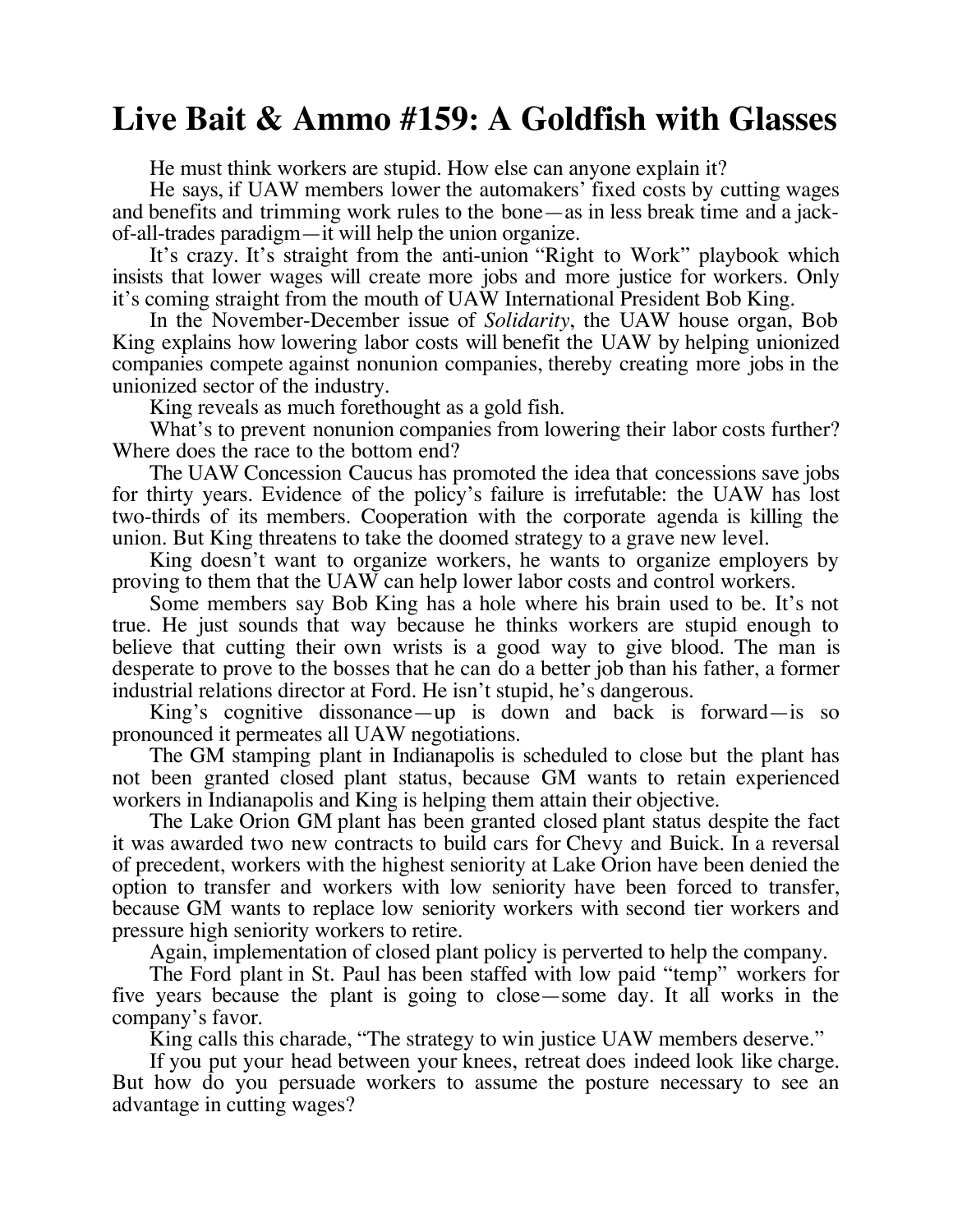# Live Bait & Ammo #159: A Goldfish with Glasses

He must think workers are stupid. How else can anyone explain it?

He says, if UAW members lower the automakers' fixed costs by cutting wages and benefits and trimming work rules to the bone—as in less break time and a jack-of-all-trades paradigm—it will help the union organize.

It's crazy. It's straight from the anti-union "Right to Work" playbook which insists that lower wages will create more jobs and more justice for workers. Only it's coming straight from the mouth of UAW International President Bob King.

In the November-December issue of *Solidarity*, the UAW house organ, Bob King explains how lowering labor costs will benefit the UAW by helping unionized companies compete against nonunion companies, thereby creating more jobs in the unionized sector of the industry.

King reveals as much forethought as a gold fish.

What's to prevent nonunion companies from lowering their labor costs further? Where does the race to the bottom end?

The UAW Concession Caucus has promoted the idea that concessions save jobs for thirty years. Evidence of the policy's failure is irrefutable: the UAW has lost two-thirds of its members. Cooperation with the corporate agenda is killing the union. But King threatens to take the doomed strategy to a grave new level.

King doesn't want to organize workers, he wants to organize employers by proving to them that the UAW can help lower labor costs and control workers.

Some members say Bob King has a hole where his brain used to be. It's not true. He just sounds that way because he thinks workers are stupid enough to believe that cutting their own wrists is a good way to give blood. The man is desperate to prove to the bosses that he can do a better job than his father, a former industrial relations director at Ford. He isn't stupid, he's dangerous.

King's cognitive dissonance—up is down and back is forward—is so pronounced it permeates all UAW negotiations.

The GM stamping plant in Indianapolis is scheduled to close but the plant has not been granted closed plant status, because GM wants to retain experienced workers in Indianapolis and King is helping them attain their objective.

The Lake Orion GM plant has been granted closed plant status despite the fact it was awarded two new contracts to build cars for Chevy and Buick. In a reversal of precedent, workers with the highest seniority at Lake Orion have been denied the option to transfer and workers with low seniority have been forced to transfer, because GM wants to replace low seniority workers with second tier workers and pressure high seniority workers to retire.

Again, implementation of closed plant policy is perverted to help the company.

The Ford plant in St. Paul has been staffed with low paid "temp" workers for five years because the plant is going to close—some day. It all works in the company's favor.

King calls this charade, "The strategy to win justice UAW members deserve."

If you put your head between your knees, retreat does indeed look like charge. But how do you persuade workers to assume the posture necessary to see an advantage in cutting wages?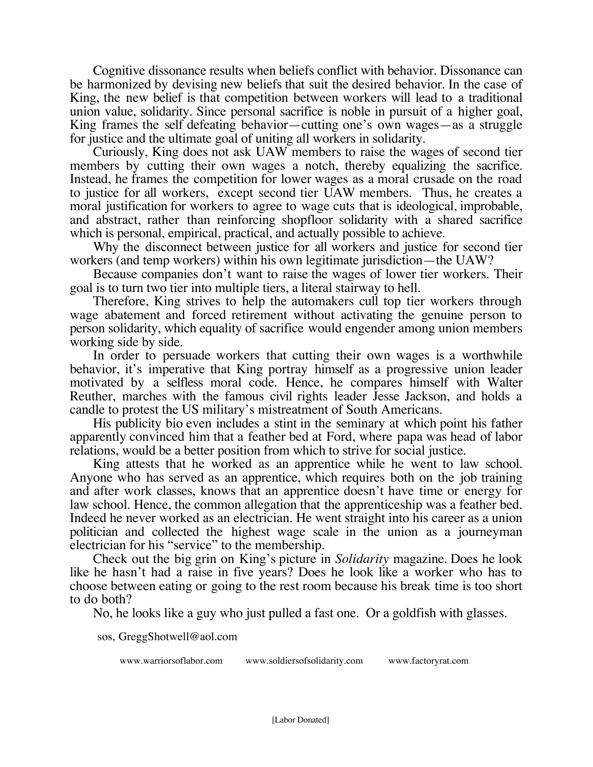Cognitive dissonance results when beliefs conflict with behavior. Dissonance can be harmonized by devising new beliefs that suit the desired behavior. In the case of King, the new belief is that competition between workers will lead to a traditional union value, solidarity. Since personal sacrifice is noble in pursuit of a higher goal, King frames the self defeating behavior—cutting one's own wages—as a struggle for justice and the ultimate goal of uniting all workers in solidarity.

Curiously, King does not ask UAW members to raise the wages of second tier members by cutting their own wages a notch, thereby equalizing the sacrifice. Instead, he frames the competition for lower wages as a moral crusade on the road to justice for all workers, except second tier UAW members. Thus, he creates a moral justification for workers to agree to wage cuts that is ideological, improbable, and abstract, rather than reinforcing shopfloor solidarity with a shared sacrifice which is personal, empirical, practical, and actually possible to achieve.

Why the disconnect between justice for all workers and justice for second tier workers (and temp workers) within his own legitimate jurisdiction—the UAW?

Because companies don't want to raise the wages of lower tier workers. Their goal is to turn two tier into multiple tiers, a literal stairway to hell.

Therefore, King strives to help the automakers cull top tier workers through wage abatement and forced retirement without activating the genuine person to person solidarity, which equality of sacrifice would engender among union members working side by side.

In order to persuade workers that cutting their own wages is a worthwhile behavior, it's imperative that King portray himself as a progressive union leader motivated by a selfless moral code. Hence, he compares himself with Walter Reuther, marches with the famous civil rights leader Jesse Jackson, and holds a candle to protest the US military's mistreatment of South Americans.

His publicity bio even includes a stint in the seminary at which point his father apparently convinced him that a feather bed at Ford, where papa was head of labor relations, would be a better position from which to strive for social justice.

King attests that he worked as an apprentice while he went to law school. Anyone who has served as an apprentice, which requires both on the job training and after work classes, knows that an apprentice doesn't have time or energy for law school. Hence, the common allegation that the apprenticeship was a feather bed. Indeed he never worked as an electrician. He went straight into his career as a union politician and collected the highest wage scale in the union as a journeyman electrician for his "service" to the membership.

Check out the big grin on King's picture in *Solidarity* magazine. Does he look like he hasn't had a raise in five years? Does he look like a worker who has to choose between eating or going to the rest room because his break time is too short to do both?

No, he looks like a guy who just pulled a fast one. Or a goldfish with glasses.

sos, GreggShotwell@aol.com

www.warriorsoflabor.com www.soldiersofsolidarity.com www.factoryrat.com

[Labor Donated]